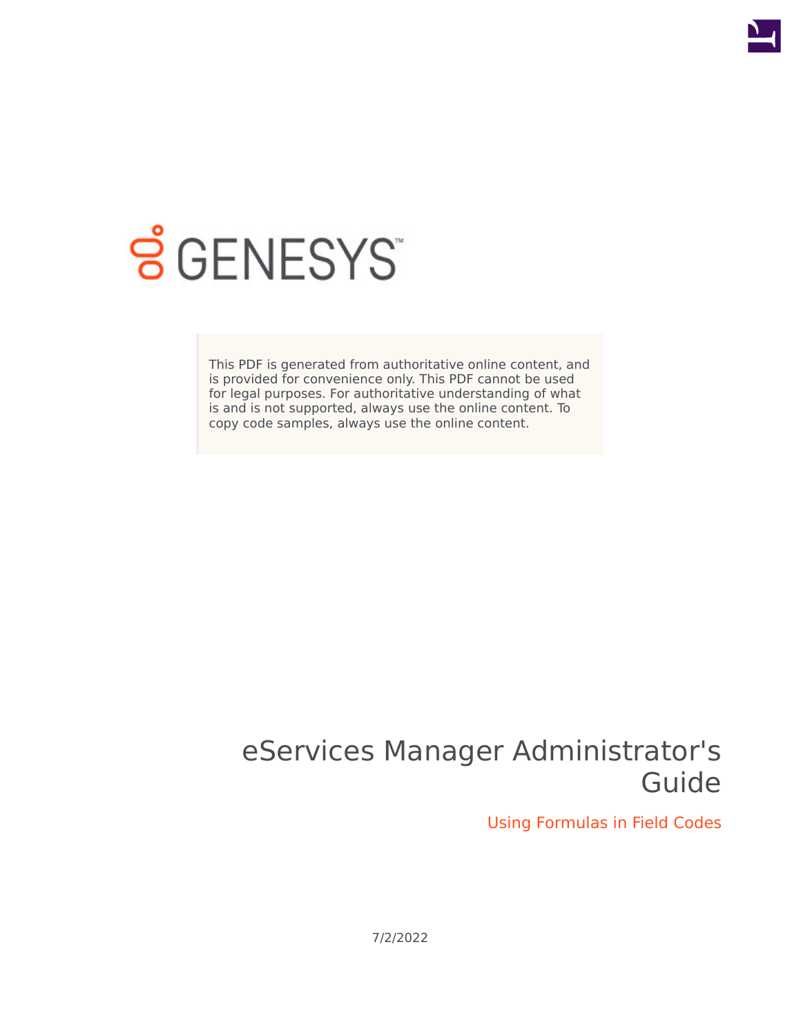GENESYS

This PDF is generated from authoritative online content, and is provided for convenience only. This PDF cannot be used for legal purposes. For authoritative understanding of what is and is not supported, always use the online content. To copy code samples, always use the online content.

# eServices Manager Administrator's Guide

## Using Formulas in Field Codes

7/2/2022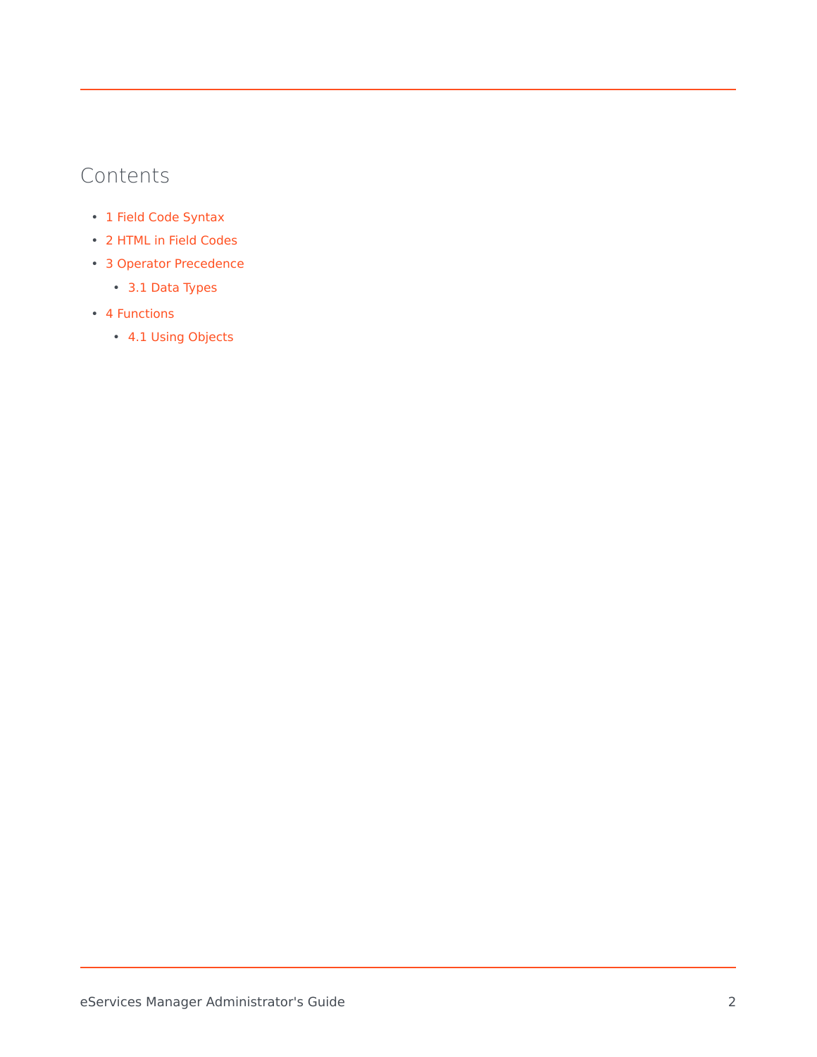## Contents

- 1 Field Code Syntax
- 2 HTML in Field Codes
- 3 Operator Precedence
  - 3.1 Data Types
- 4 Functions
  - 4.1 Using Objects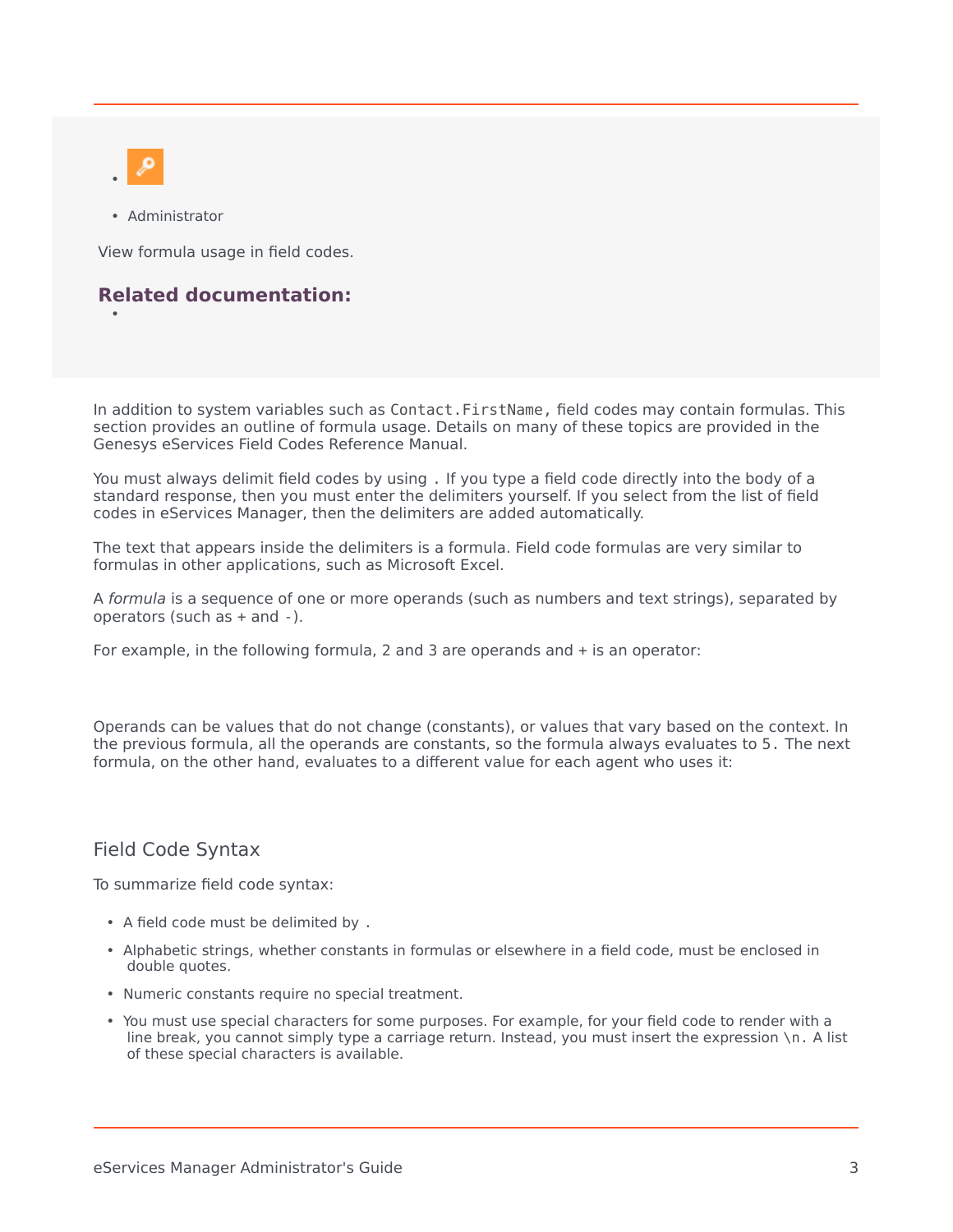- 

- Administrator

View formula usage in field codes.

**Related documentation:**

- 

In addition to system variables such as `Contact.FirstName`, field codes may contain formulas. This section provides an outline of formula usage. Details on many of these topics are provided in the Genesys eServices Field Codes Reference Manual.

You must always delimit field codes by using . If you type a field code directly into the body of a standard response, then you must enter the delimiters yourself. If you select from the list of field codes in eServices Manager, then the delimiters are added automatically.

The text that appears inside the delimiters is a formula. Field code formulas are very similar to formulas in other applications, such as Microsoft Excel.

A *formula* is a sequence of one or more operands (such as numbers and text strings), separated by operators (such as + and -).

For example, in the following formula, 2 and 3 are operands and + is an operator:

Operands can be values that do not change (constants), or values that vary based on the context. In the previous formula, all the operands are constants, so the formula always evaluates to `5.` The next formula, on the other hand, evaluates to a different value for each agent who uses it:

## Field Code Syntax

To summarize field code syntax:

- A field code must be delimited by .
- Alphabetic strings, whether constants in formulas or elsewhere in a field code, must be enclosed in double quotes.
- Numeric constants require no special treatment.
- You must use special characters for some purposes. For example, for your field code to render with a line break, you cannot simply type a carriage return. Instead, you must insert the expression `\n.` A list of these special characters is available.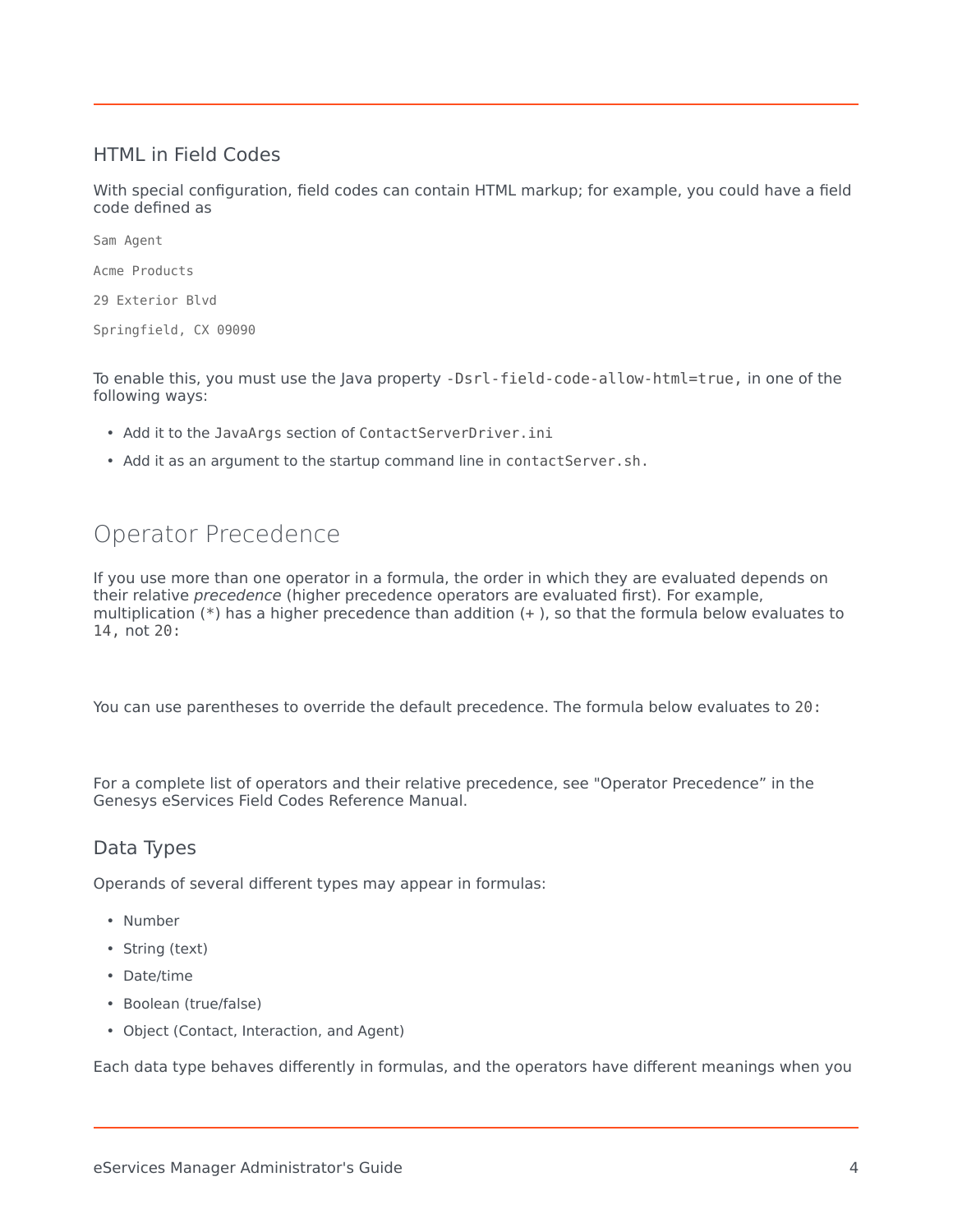### HTML in Field Codes

With special configuration, field codes can contain HTML markup; for example, you could have a field code defined as

```
Sam Agent

Acme Products

29 Exterior Blvd

Springfield, CX 09090
```

To enable this, you must use the Java property `-Dsrl-field-code-allow-html=true`, in one of the following ways:

- Add it to the `JavaArgs` section of `ContactServerDriver.ini`
- Add it as an argument to the startup command line in `contactServer.sh`.

## Operator Precedence

If you use more than one operator in a formula, the order in which they are evaluated depends on their relative *precedence* (higher precedence operators are evaluated first). For example, multiplication (*) has a higher precedence than addition (+ ), so that the formula below evaluates to `14`, not `20`:

You can use parentheses to override the default precedence. The formula below evaluates to `20`:

For a complete list of operators and their relative precedence, see "Operator Precedence" in the Genesys eServices Field Codes Reference Manual.

### Data Types

Operands of several different types may appear in formulas:

- Number
- String (text)
- Date/time
- Boolean (true/false)
- Object (Contact, Interaction, and Agent)

Each data type behaves differently in formulas, and the operators have different meanings when you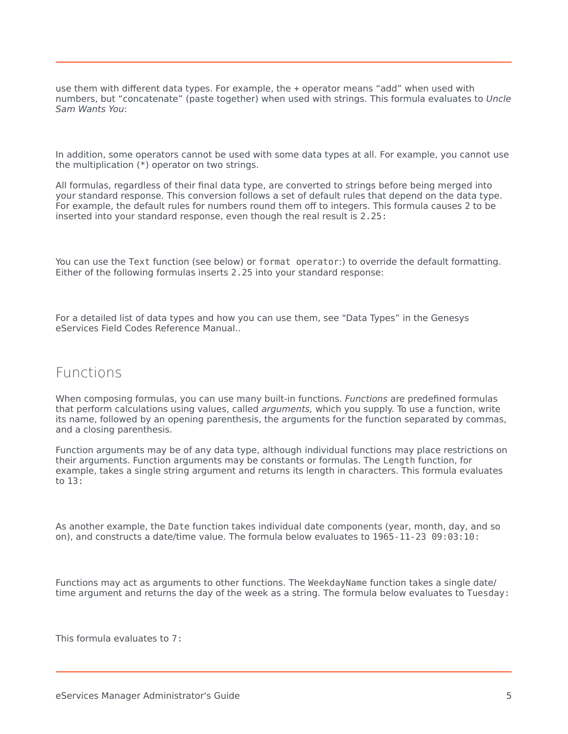use them with different data types. For example, the + operator means “add” when used with numbers, but “concatenate” (paste together) when used with strings. This formula evaluates to *Uncle Sam Wants You*:

In addition, some operators cannot be used with some data types at all. For example, you cannot use the multiplication (*) operator on two strings.

All formulas, regardless of their final data type, are converted to strings before being merged into your standard response. This conversion follows a set of default rules that depend on the data type. For example, the default rules for numbers round them off to integers. This formula causes 2 to be inserted into your standard response, even though the real result is `2.25`:

You can use the `Text` function (see below) or `format operator`:) to override the default formatting. Either of the following formulas inserts `2.25` into your standard response:

For a detailed list of data types and how you can use them, see "Data Types” in the Genesys eServices Field Codes Reference Manual..

## Functions

When composing formulas, you can use many built-in functions. *Functions* are predefined formulas that perform calculations using values, called *arguments,* which you supply. To use a function, write its name, followed by an opening parenthesis, the arguments for the function separated by commas, and a closing parenthesis.

Function arguments may be of any data type, although individual functions may place restrictions on their arguments. Function arguments may be constants or formulas. The `Length` function, for example, takes a single string argument and returns its length in characters. This formula evaluates to `13`:

As another example, the `Date` function takes individual date components (year, month, day, and so on), and constructs a date/time value. The formula below evaluates to `1965-11-23 09:03:10`:

Functions may act as arguments to other functions. The `WeekdayName` function takes a single date/time argument and returns the day of the week as a string. The formula below evaluates to `Tuesday`:

This formula evaluates to `7`: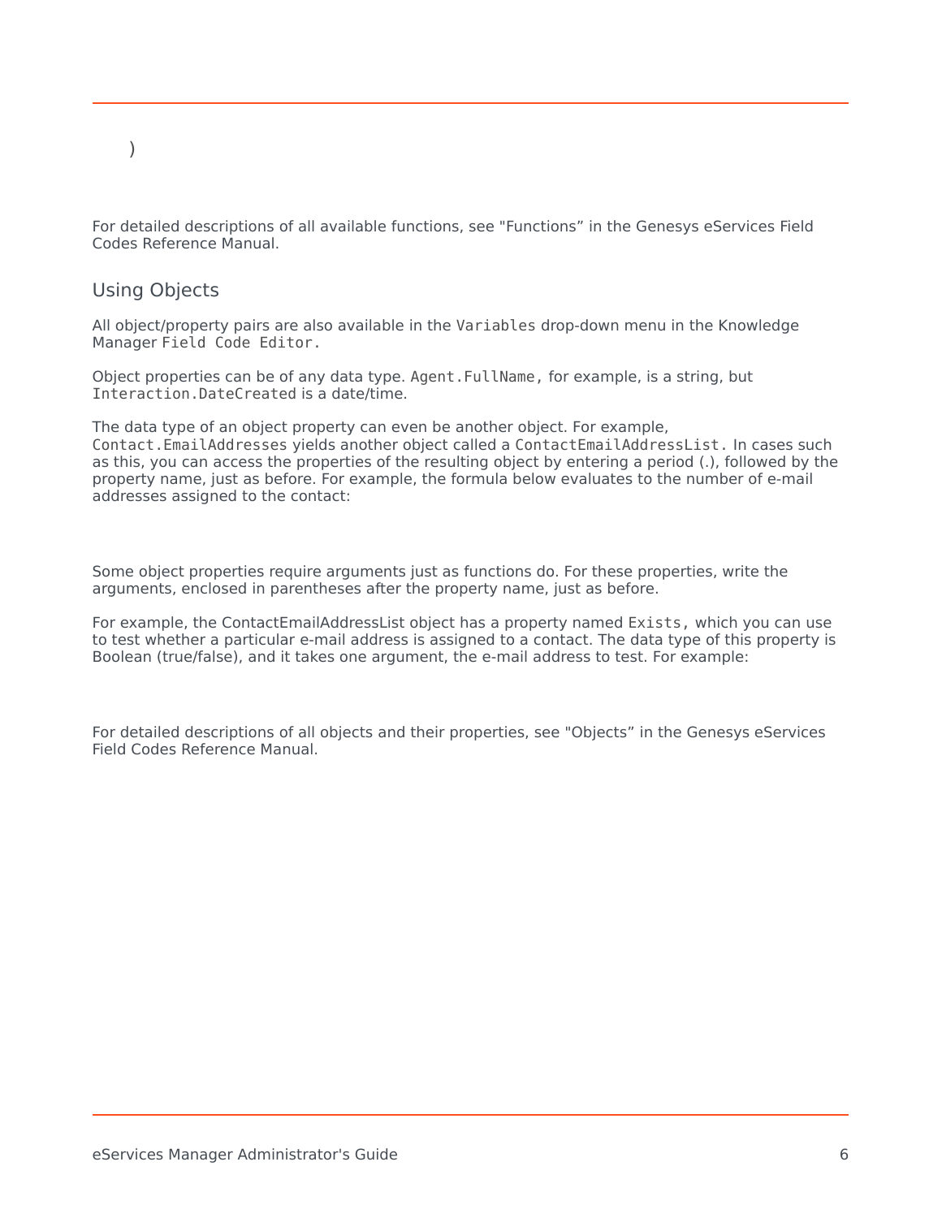)

For detailed descriptions of all available functions, see "Functions" in the Genesys eServices Field Codes Reference Manual.

## Using Objects

All object/property pairs are also available in the `Variables` drop-down menu in the Knowledge Manager `Field Code Editor.`

Object properties can be of any data type. `Agent.FullName,` for example, is a string, but `Interaction.DateCreated` is a date/time.

The data type of an object property can even be another object. For example, `Contact.EmailAddresses` yields another object called a `ContactEmailAddressList.` In cases such as this, you can access the properties of the resulting object by entering a period (.), followed by the property name, just as before. For example, the formula below evaluates to the number of e-mail addresses assigned to the contact:

Some object properties require arguments just as functions do. For these properties, write the arguments, enclosed in parentheses after the property name, just as before.

For example, the ContactEmailAddressList object has a property named `Exists,` which you can use to test whether a particular e-mail address is assigned to a contact. The data type of this property is Boolean (true/false), and it takes one argument, the e-mail address to test. For example:

For detailed descriptions of all objects and their properties, see "Objects" in the Genesys eServices Field Codes Reference Manual.